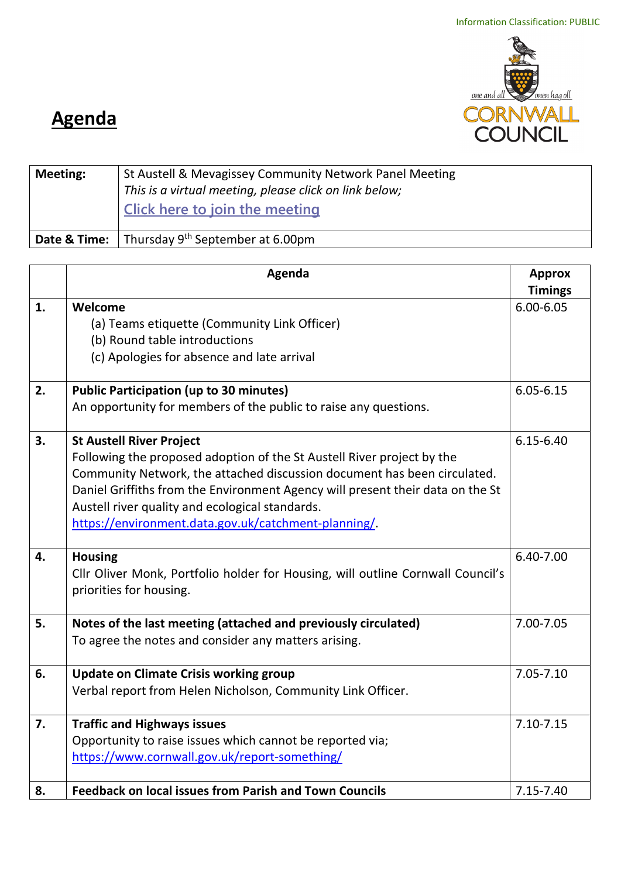Information Classification: PUBLIC

# Agenda

| Meeting: | St Austell & Mevagissey Community Network Panel Meeting<br>*This is a virtual meeting, please click on link below;*<br>Click here to join the meeting |
|---|---|
| Date & Time: | Thursday 9th September at 6.00pm |

| | Agenda | Approx Timings |
|---|---|---|
| 1. | **Welcome**<br>(a) Teams etiquette (Community Link Officer)<br>(b) Round table introductions<br>(c) Apologies for absence and late arrival | 6.00-6.05 |
| 2. | **Public Participation (up to 30 minutes)**<br>An opportunity for members of the public to raise any questions. | 6.05-6.15 |
| 3. | **St Austell River Project**<br>Following the proposed adoption of the St Austell River project by the Community Network, the attached discussion document has been circulated. Daniel Griffiths from the Environment Agency will present their data on the St Austell river quality and ecological standards.<br>https://environment.data.gov.uk/catchment-planning/. | 6.15-6.40 |
| 4. | **Housing**<br>Cllr Oliver Monk, Portfolio holder for Housing, will outline Cornwall Council's priorities for housing. | 6.40-7.00 |
| 5. | **Notes of the last meeting (attached and previously circulated)**<br>To agree the notes and consider any matters arising. | 7.00-7.05 |
| 6. | **Update on Climate Crisis working group**<br>Verbal report from Helen Nicholson, Community Link Officer. | 7.05-7.10 |
| 7. | **Traffic and Highways issues**<br>Opportunity to raise issues which cannot be reported via;<br>https://www.cornwall.gov.uk/report-something/ | 7.10-7.15 |
| 8. | **Feedback on local issues from Parish and Town Councils** | 7.15-7.40 |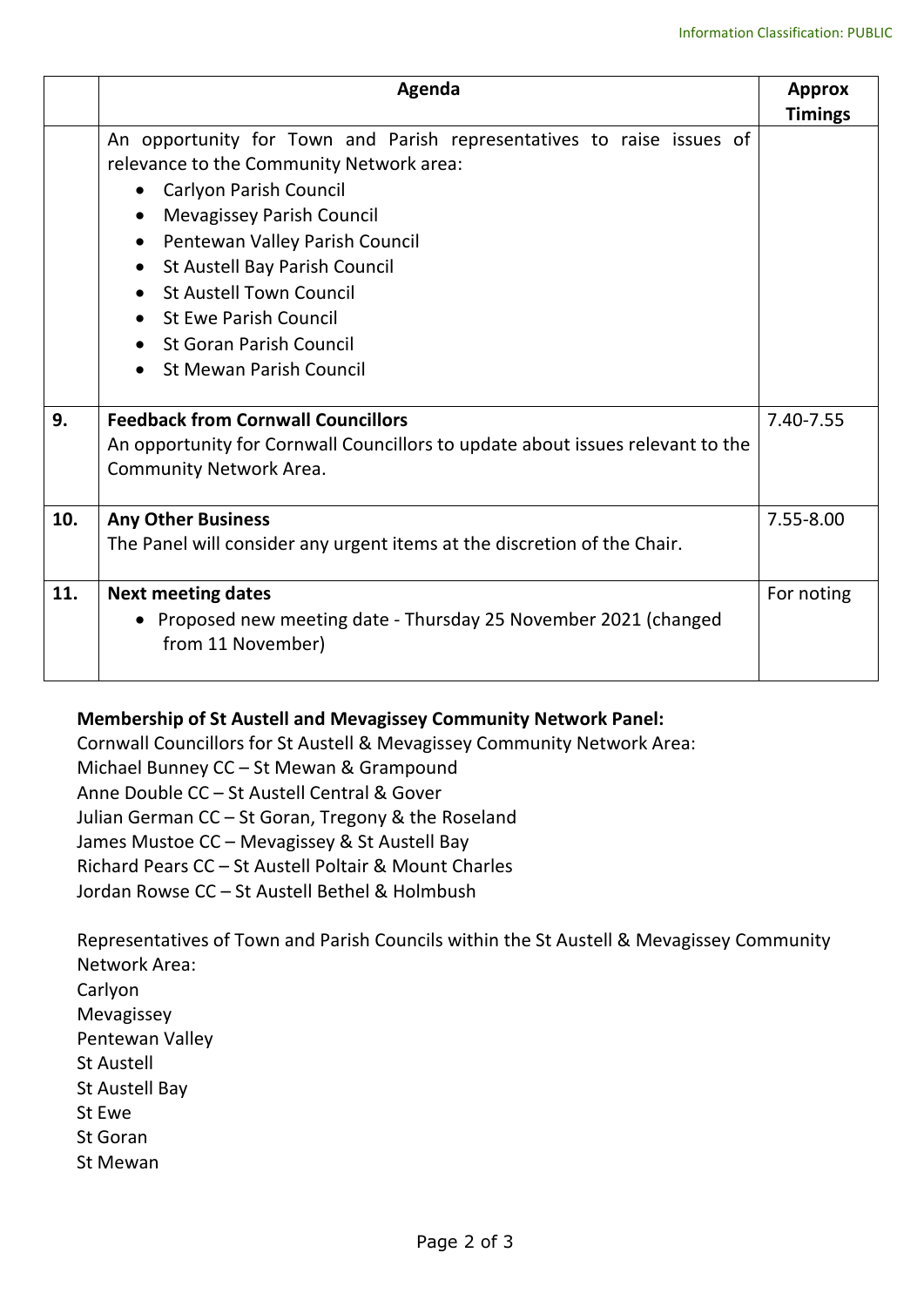Information Classification: PUBLIC

| | Agenda | Approx Timings |
|---|---|---|
| | An opportunity for Town and Parish representatives to raise issues of relevance to the Community Network area:<br>• Carlyon Parish Council<br>• Mevagissey Parish Council<br>• Pentewan Valley Parish Council<br>• St Austell Bay Parish Council<br>• St Austell Town Council<br>• St Ewe Parish Council<br>• St Goran Parish Council<br>• St Mewan Parish Council | |
| 9. | **Feedback from Cornwall Councillors**<br>An opportunity for Cornwall Councillors to update about issues relevant to the Community Network Area. | 7.40-7.55 |
| 10. | **Any Other Business**<br>The Panel will consider any urgent items at the discretion of the Chair. | 7.55-8.00 |
| 11. | **Next meeting dates**<br>• Proposed new meeting date - Thursday 25 November 2021 (changed from 11 November) | For noting |

**Membership of St Austell and Mevagissey Community Network Panel:**

Cornwall Councillors for St Austell & Mevagissey Community Network Area:
Michael Bunney CC – St Mewan & Grampound
Anne Double CC – St Austell Central & Gover
Julian German CC – St Goran, Tregony & the Roseland
James Mustoe CC – Mevagissey & St Austell Bay
Richard Pears CC – St Austell Poltair & Mount Charles
Jordan Rowse CC – St Austell Bethel & Holmbush

Representatives of Town and Parish Councils within the St Austell & Mevagissey Community Network Area:
Carlyon
Mevagissey
Pentewan Valley
St Austell
St Austell Bay
St Ewe
St Goran
St Mewan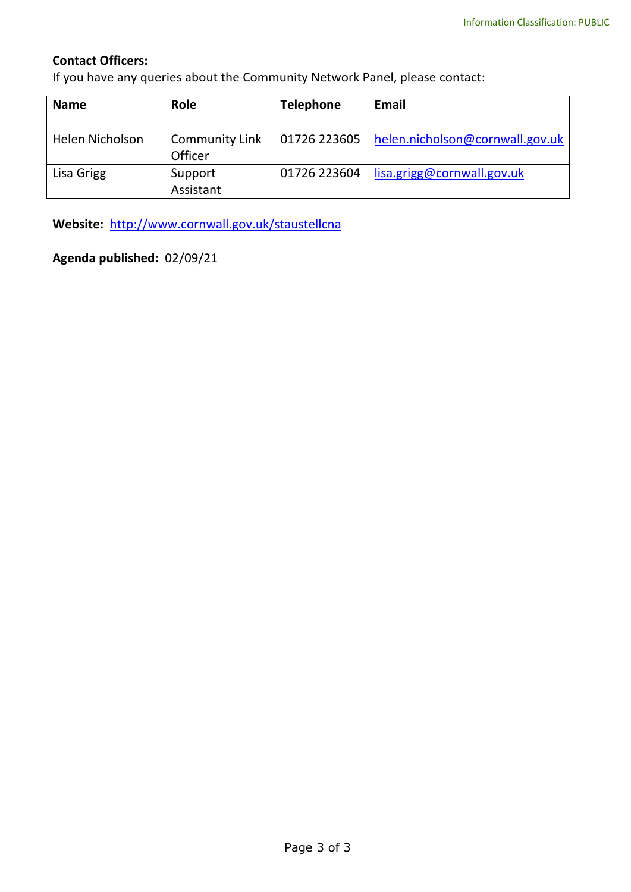**Contact Officers:**
If you have any queries about the Community Network Panel, please contact:

| Name | Role | Telephone | Email |
|---|---|---|---|
| Helen Nicholson | Community Link Officer | 01726 223605 | helen.nicholson@cornwall.gov.uk |
| Lisa Grigg | Support Assistant | 01726 223604 | lisa.grigg@cornwall.gov.uk |

**Website:** http://www.cornwall.gov.uk/staustellcna

**Agenda published:** 02/09/21